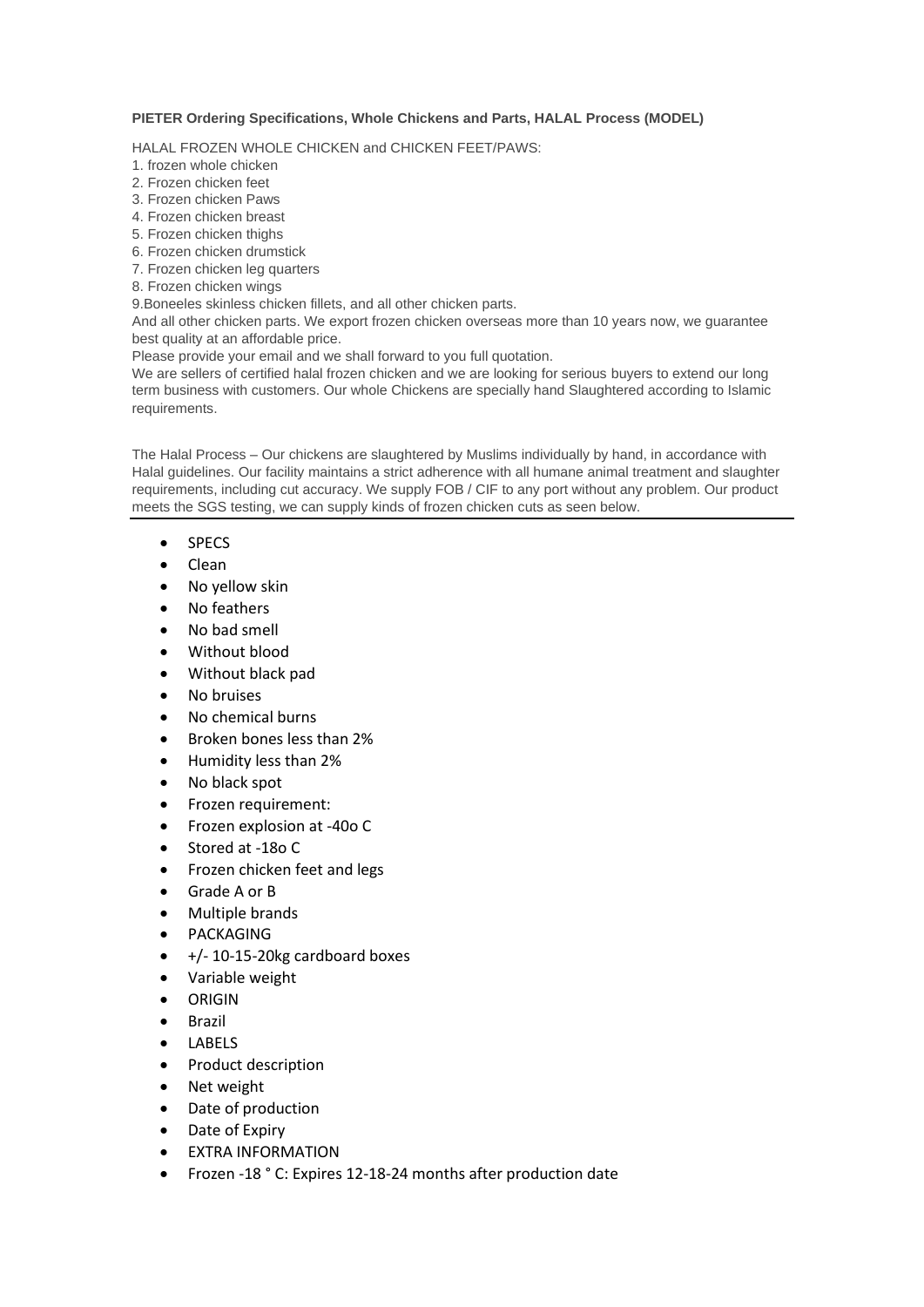**PIETER Ordering Specifications, Whole Chickens and Parts, HALAL Process (MODEL)**

HALAL FROZEN WHOLE CHICKEN and CHICKEN FEET/PAWS:

1. frozen whole chicken
2. Frozen chicken feet
3. Frozen chicken Paws
4. Frozen chicken breast
5. Frozen chicken thighs
6. Frozen chicken drumstick
7. Frozen chicken leg quarters
8. Frozen chicken wings
9. Boneeles skinless chicken fillets, and all other chicken parts.

And all other chicken parts. We export frozen chicken overseas more than 10 years now, we guarantee best quality at an affordable price.

Please provide your email and we shall forward to you full quotation.

We are sellers of certified halal frozen chicken and we are looking for serious buyers to extend our long term business with customers. Our whole Chickens are specially hand Slaughtered according to Islamic requirements.

The Halal Process – Our chickens are slaughtered by Muslims individually by hand, in accordance with Halal guidelines. Our facility maintains a strict adherence with all humane animal treatment and slaughter requirements, including cut accuracy. We supply FOB / CIF to any port without any problem. Our product meets the SGS testing, we can supply kinds of frozen chicken cuts as seen below.

---

- SPECS
- Clean
- No yellow skin
- No feathers
- No bad smell
- Without blood
- Without black pad
- No bruises
- No chemical burns
- Broken bones less than 2%
- Humidity less than 2%
- No black spot
- Frozen requirement:
- Frozen explosion at -40o C
- Stored at -18o C
- Frozen chicken feet and legs
- Grade A or B
- Multiple brands
- PACKAGING
- +/- 10-15-20kg cardboard boxes
- Variable weight
- ORIGIN
- Brazil
- LABELS
- Product description
- Net weight
- Date of production
- Date of Expiry
- EXTRA INFORMATION
- Frozen -18 ° C: Expires 12-18-24 months after production date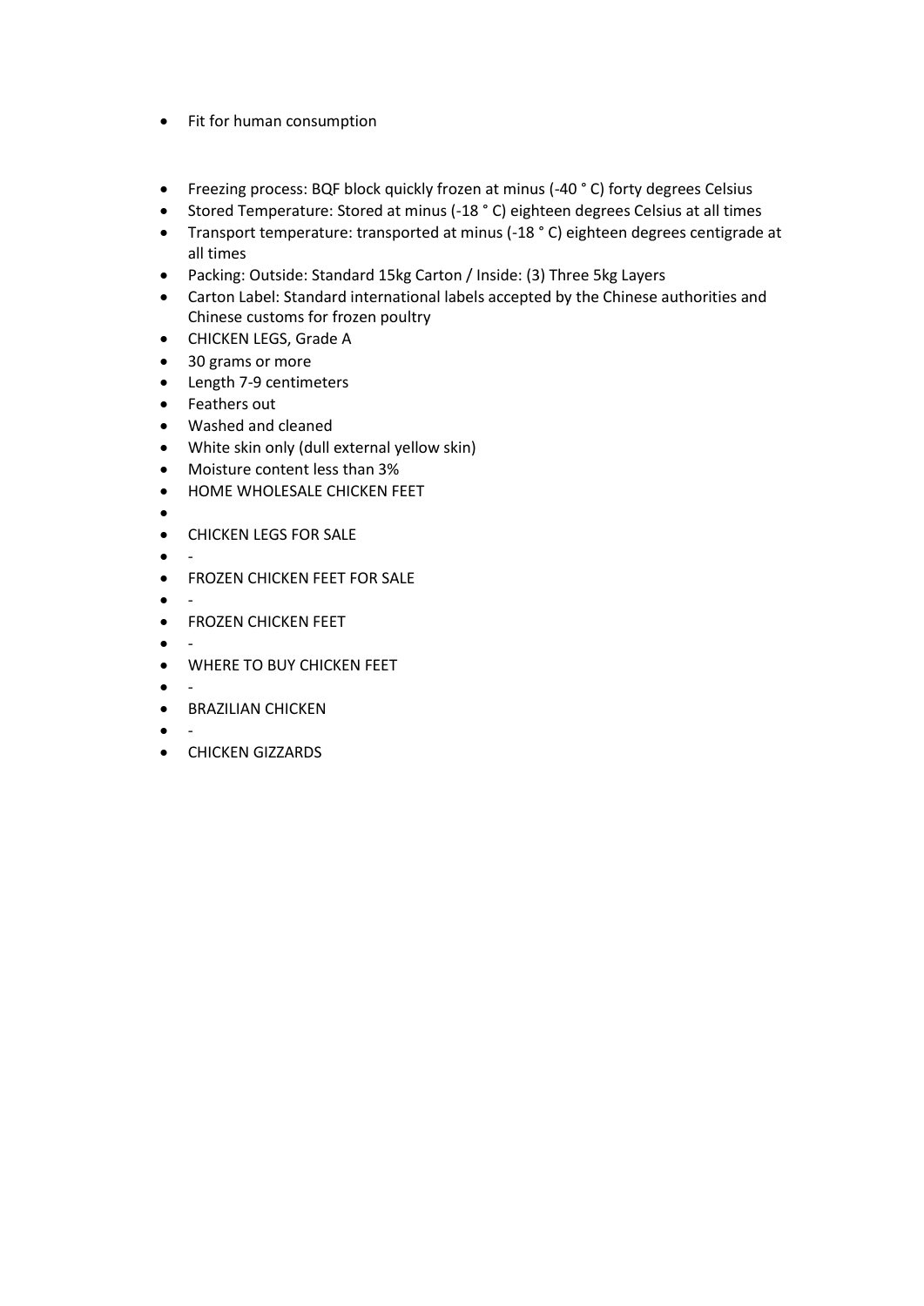- Fit for human consumption

- Freezing process: BQF block quickly frozen at minus (-40 ° C) forty degrees Celsius
- Stored Temperature: Stored at minus (-18 ° C) eighteen degrees Celsius at all times
- Transport temperature: transported at minus (-18 ° C) eighteen degrees centigrade at all times
- Packing: Outside: Standard 15kg Carton / Inside: (3) Three 5kg Layers
- Carton Label: Standard international labels accepted by the Chinese authorities and Chinese customs for frozen poultry
- CHICKEN LEGS, Grade A
- 30 grams or more
- Length 7-9 centimeters
- Feathers out
- Washed and cleaned
- White skin only (dull external yellow skin)
- Moisture content less than 3%
- HOME WHOLESALE CHICKEN FEET
- 
- CHICKEN LEGS FOR SALE
- -
- FROZEN CHICKEN FEET FOR SALE
- -
- FROZEN CHICKEN FEET
- -
- WHERE TO BUY CHICKEN FEET
- -
- BRAZILIAN CHICKEN
- -
- CHICKEN GIZZARDS